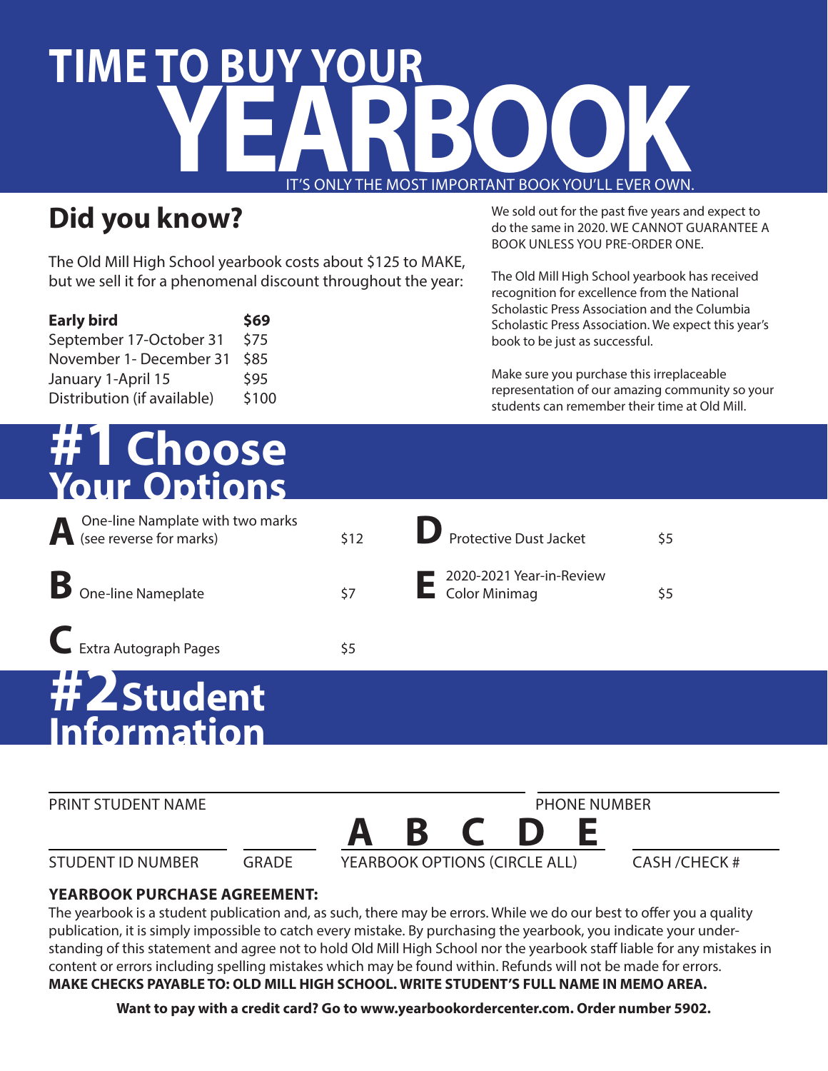# TIME TO BUY YOUR YEARBOOK

IT'S ONLY THE MOST IMPORTANT BOOK YOU'LL EVER OWN.

## Did you know?

The Old Mill High School yearbook costs about $125 to MAKE, but we sell it for a phenomenal discount throughout the year:

| | |
|---|---|
| **Early bird** | **$69** |
| September 17-October 31 | $75 |
| November 1- December 31 | $85 |
| January 1-April 15 | $95 |
| Distribution (if available) | $100 |

We sold out for the past five years and expect to do the same in 2020. WE CANNOT GUARANTEE A BOOK UNLESS YOU PRE-ORDER ONE.

The Old Mill High School yearbook has received recognition for excellence from the National Scholastic Press Association and the Columbia Scholastic Press Association. We expect this year's book to be just as successful.

Make sure you purchase this irreplaceable representation of our amazing community so your students can remember their time at Old Mill.

## #1 Choose Your Options

| Option | Description | Price |
|---|---|---|
| **A** | One-line Namplate with two marks (see reverse for marks) | $12 |
| **B** | One-line Nameplate | $7 |
| **C** | Extra Autograph Pages | $5 |
| **D** | Protective Dust Jacket | $5 |
| **E** | 2020-2021 Year-in-Review Color Minimag | $5 |

## #2 Student Information

PRINT STUDENT NAME ____________________ PHONE NUMBER ____________________

STUDENT ID NUMBER __________ GRADE __________ **A B C D E** YEARBOOK OPTIONS (CIRCLE ALL) CASH /CHECK # __________

**YEARBOOK PURCHASE AGREEMENT:**
The yearbook is a student publication and, as such, there may be errors. While we do our best to offer you a quality publication, it is simply impossible to catch every mistake. By purchasing the yearbook, you indicate your understanding of this statement and agree not to hold Old Mill High School nor the yearbook staff liable for any mistakes in content or errors including spelling mistakes which may be found within. Refunds will not be made for errors.
**MAKE CHECKS PAYABLE TO: OLD MILL HIGH SCHOOL. WRITE STUDENT'S FULL NAME IN MEMO AREA.**

**Want to pay with a credit card? Go to www.yearbookordercenter.com. Order number 5902.**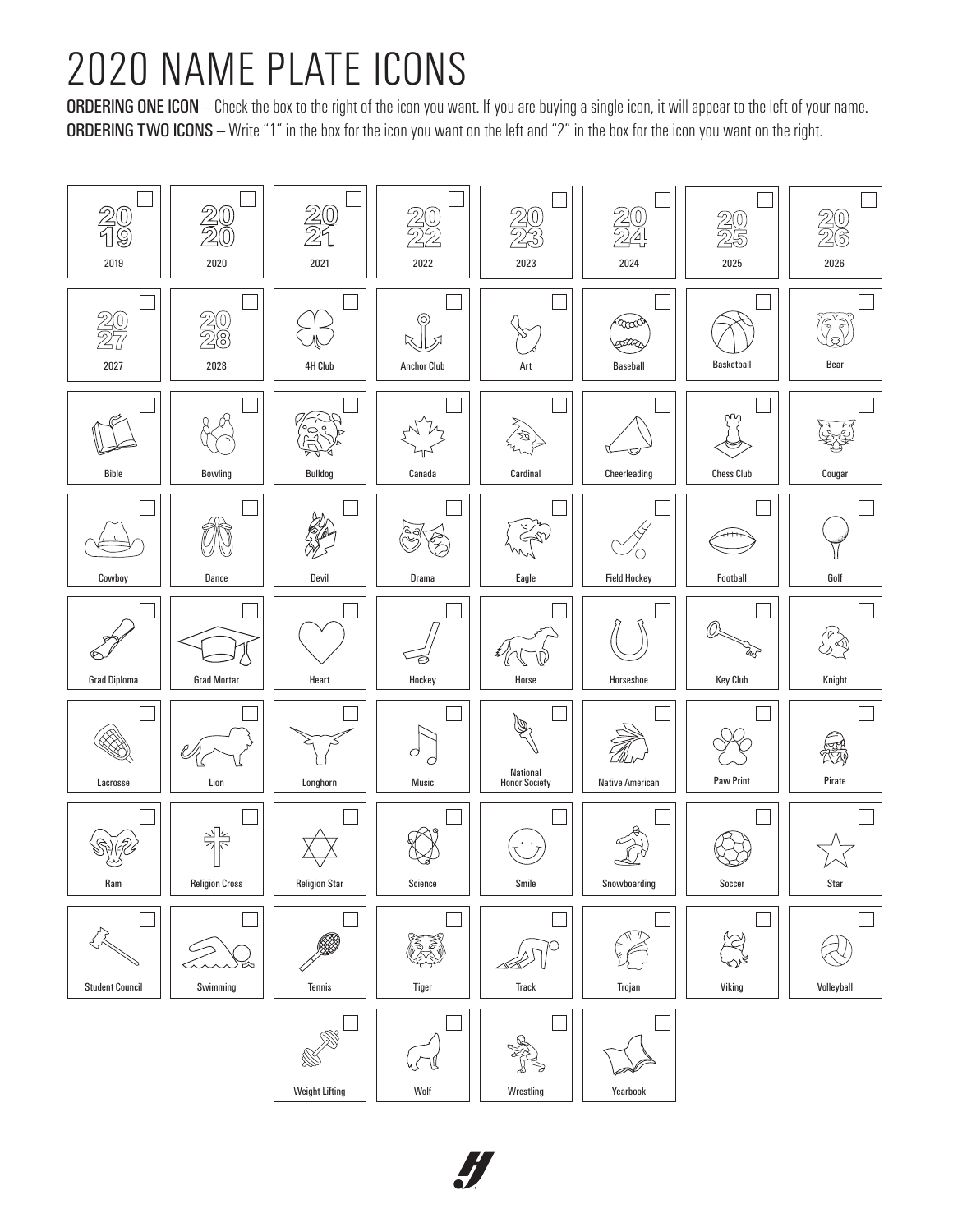# 2020 NAME PLATE ICONS

**ORDERING ONE ICON** – Check the box to the right of the icon you want. If you are buying a single icon, it will appear to the left of your name.
**ORDERING TWO ICONS** – Write "1" in the box for the icon you want on the left and "2" in the box for the icon you want on the right.

| | | | | | | | |
|---|---|---|---|---|---|---|---|
| 2019 | 2020 | 2021 | 2022 | 2023 | 2024 | 2025 | 2026 |
| 2027 | 2028 | 4H Club | Anchor Club | Art | Baseball | Basketball | Bear |
| Bible | Bowling | Bulldog | Canada | Cardinal | Cheerleading | Chess Club | Cougar |
| Cowboy | Dance | Devil | Drama | Eagle | Field Hockey | Football | Golf |
| Grad Diploma | Grad Mortar | Heart | Hockey | Horse | Horseshoe | Key Club | Knight |
| Lacrosse | Lion | Longhorn | Music | National Honor Society | Native American | Paw Print | Pirate |
| Ram | Religion Cross | Religion Star | Science | Smile | Snowboarding | Soccer | Star |
| Student Council | Swimming | Tennis | Tiger | Track | Trojan | Viking | Volleyball |
| | | Weight Lifting | Wolf | Wrestling | Yearbook | | |